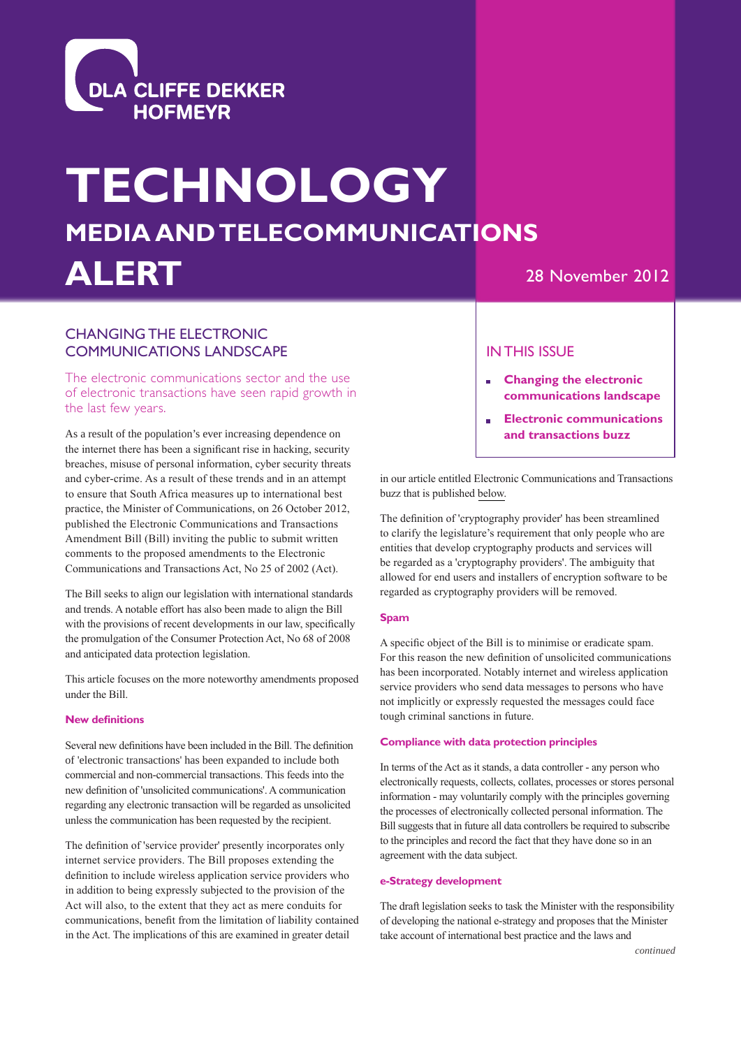DLA CLIFFE DEKKER HOFMEYR

# TECHNOLOGY MEDIA AND TELECOMMUNICATIONS ALERT

28 November 2012

## IN THIS ISSUE

- **Changing the electronic communications landscape**
- **Electronic communications and transactions buzz**

## CHANGING THE ELECTRONIC COMMUNICATIONS LANDSCAPE

The electronic communications sector and the use of electronic transactions have seen rapid growth in the last few years.

As a result of the population's ever increasing dependence on the internet there has been a significant rise in hacking, security breaches, misuse of personal information, cyber security threats and cyber-crime. As a result of these trends and in an attempt to ensure that South Africa measures up to international best practice, the Minister of Communications, on 26 October 2012, published the Electronic Communications and Transactions Amendment Bill (Bill) inviting the public to submit written comments to the proposed amendments to the Electronic Communications and Transactions Act, No 25 of 2002 (Act).

The Bill seeks to align our legislation with international standards and trends. A notable effort has also been made to align the Bill with the provisions of recent developments in our law, specifically the promulgation of the Consumer Protection Act, No 68 of 2008 and anticipated data protection legislation.

This article focuses on the more noteworthy amendments proposed under the Bill.

### New definitions

Several new definitions have been included in the Bill. The definition of 'electronic transactions' has been expanded to include both commercial and non-commercial transactions. This feeds into the new definition of 'unsolicited communications'. A communication regarding any electronic transaction will be regarded as unsolicited unless the communication has been requested by the recipient.

The definition of 'service provider' presently incorporates only internet service providers. The Bill proposes extending the definition to include wireless application service providers who in addition to being expressly subjected to the provision of the Act will also, to the extent that they act as mere conduits for communications, benefit from the limitation of liability contained in the Act. The implications of this are examined in greater detail in our article entitled Electronic Communications and Transactions buzz that is published below.

The definition of 'cryptography provider' has been streamlined to clarify the legislature's requirement that only people who are entities that develop cryptography products and services will be regarded as a 'cryptography providers'. The ambiguity that allowed for end users and installers of encryption software to be regarded as cryptography providers will be removed.

### Spam

A specific object of the Bill is to minimise or eradicate spam. For this reason the new definition of unsolicited communications has been incorporated. Notably internet and wireless application service providers who send data messages to persons who have not implicitly or expressly requested the messages could face tough criminal sanctions in future.

### Compliance with data protection principles

In terms of the Act as it stands, a data controller - any person who electronically requests, collects, collates, processes or stores personal information - may voluntarily comply with the principles governing the processes of electronically collected personal information. The Bill suggests that in future all data controllers be required to subscribe to the principles and record the fact that they have done so in an agreement with the data subject.

### e-Strategy development

The draft legislation seeks to task the Minister with the responsibility of developing the national e-strategy and proposes that the Minister take account of international best practice and the laws and

*continued*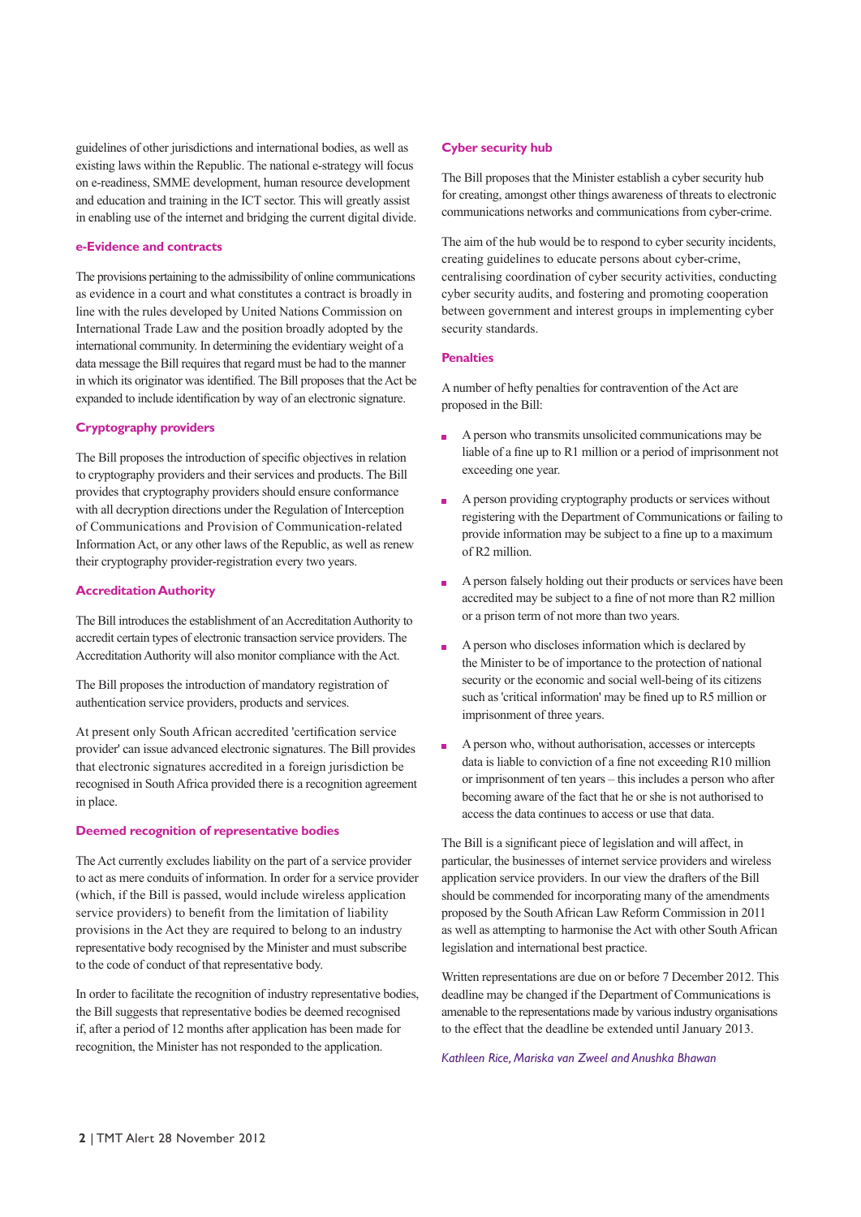guidelines of other jurisdictions and international bodies, as well as existing laws within the Republic. The national e-strategy will focus on e-readiness, SMME development, human resource development and education and training in the ICT sector. This will greatly assist in enabling use of the internet and bridging the current digital divide.

### e-Evidence and contracts

The provisions pertaining to the admissibility of online communications as evidence in a court and what constitutes a contract is broadly in line with the rules developed by United Nations Commission on International Trade Law and the position broadly adopted by the international community. In determining the evidentiary weight of a data message the Bill requires that regard must be had to the manner in which its originator was identified. The Bill proposes that the Act be expanded to include identification by way of an electronic signature.

### Cryptography providers

The Bill proposes the introduction of specific objectives in relation to cryptography providers and their services and products. The Bill provides that cryptography providers should ensure conformance with all decryption directions under the Regulation of Interception of Communications and Provision of Communication-related Information Act, or any other laws of the Republic, as well as renew their cryptography provider-registration every two years.

### Accreditation Authority

The Bill introduces the establishment of an Accreditation Authority to accredit certain types of electronic transaction service providers. The Accreditation Authority will also monitor compliance with the Act.

The Bill proposes the introduction of mandatory registration of authentication service providers, products and services.

At present only South African accredited 'certification service provider' can issue advanced electronic signatures. The Bill provides that electronic signatures accredited in a foreign jurisdiction be recognised in South Africa provided there is a recognition agreement in place.

### Deemed recognition of representative bodies

The Act currently excludes liability on the part of a service provider to act as mere conduits of information. In order for a service provider (which, if the Bill is passed, would include wireless application service providers) to benefit from the limitation of liability provisions in the Act they are required to belong to an industry representative body recognised by the Minister and must subscribe to the code of conduct of that representative body.

In order to facilitate the recognition of industry representative bodies, the Bill suggests that representative bodies be deemed recognised if, after a period of 12 months after application has been made for recognition, the Minister has not responded to the application.

### Cyber security hub

The Bill proposes that the Minister establish a cyber security hub for creating, amongst other things awareness of threats to electronic communications networks and communications from cyber-crime.

The aim of the hub would be to respond to cyber security incidents, creating guidelines to educate persons about cyber-crime, centralising coordination of cyber security activities, conducting cyber security audits, and fostering and promoting cooperation between government and interest groups in implementing cyber security standards.

### Penalties

A number of hefty penalties for contravention of the Act are proposed in the Bill:

- A person who transmits unsolicited communications may be liable of a fine up to R1 million or a period of imprisonment not exceeding one year.
- A person providing cryptography products or services without registering with the Department of Communications or failing to provide information may be subject to a fine up to a maximum of R2 million.
- A person falsely holding out their products or services have been accredited may be subject to a fine of not more than R2 million or a prison term of not more than two years.
- A person who discloses information which is declared by the Minister to be of importance to the protection of national security or the economic and social well-being of its citizens such as 'critical information' may be fined up to R5 million or imprisonment of three years.
- A person who, without authorisation, accesses or intercepts data is liable to conviction of a fine not exceeding R10 million or imprisonment of ten years – this includes a person who after becoming aware of the fact that he or she is not authorised to access the data continues to access or use that data.

The Bill is a significant piece of legislation and will affect, in particular, the businesses of internet service providers and wireless application service providers. In our view the drafters of the Bill should be commended for incorporating many of the amendments proposed by the South African Law Reform Commission in 2011 as well as attempting to harmonise the Act with other South African legislation and international best practice.

Written representations are due on or before 7 December 2012. This deadline may be changed if the Department of Communications is amenable to the representations made by various industry organisations to the effect that the deadline be extended until January 2013.

*Kathleen Rice, Mariska van Zweel and Anushka Bhawan*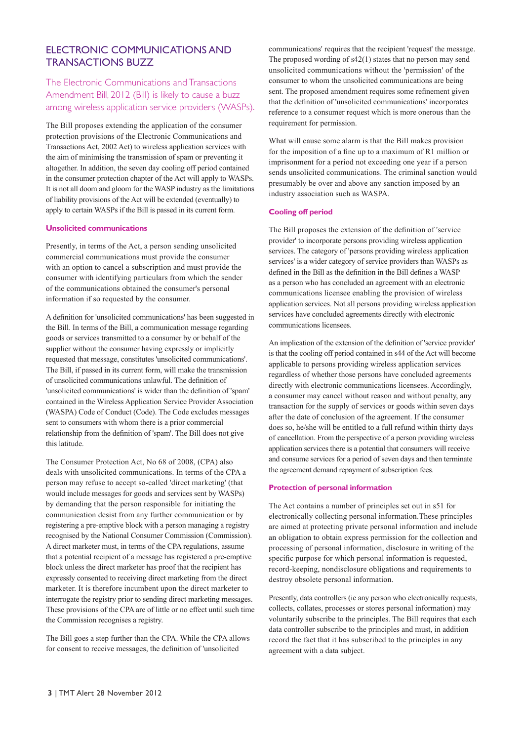## ELECTRONIC COMMUNICATIONS AND TRANSACTIONS BUZZ

### The Electronic Communications and Transactions Amendment Bill, 2012 (Bill) is likely to cause a buzz among wireless application service providers (WASPs).

The Bill proposes extending the application of the consumer protection provisions of the Electronic Communications and Transactions Act, 2002 Act) to wireless application services with the aim of minimising the transmission of spam or preventing it altogether. In addition, the seven day cooling off period contained in the consumer protection chapter of the Act will apply to WASPs. It is not all doom and gloom for the WASP industry as the limitations of liability provisions of the Act will be extended (eventually) to apply to certain WASPs if the Bill is passed in its current form.

#### Unsolicited communications

Presently, in terms of the Act, a person sending unsolicited commercial communications must provide the consumer with an option to cancel a subscription and must provide the consumer with identifying particulars from which the sender of the communications obtained the consumer's personal information if so requested by the consumer.

A definition for 'unsolicited communications' has been suggested in the Bill. In terms of the Bill, a communication message regarding goods or services transmitted to a consumer by or behalf of the supplier without the consumer having expressly or implicitly requested that message, constitutes 'unsolicited communications'. The Bill, if passed in its current form, will make the transmission of unsolicited communications unlawful. The definition of 'unsolicited communications' is wider than the definition of 'spam' contained in the Wireless Application Service Provider Association (WASPA) Code of Conduct (Code). The Code excludes messages sent to consumers with whom there is a prior commercial relationship from the definition of 'spam'. The Bill does not give this latitude.

The Consumer Protection Act, No 68 of 2008, (CPA) also deals with unsolicited communications. In terms of the CPA a person may refuse to accept so-called 'direct marketing' (that would include messages for goods and services sent by WASPs) by demanding that the person responsible for initiating the communication desist from any further communication or by registering a pre-emptive block with a person managing a registry recognised by the National Consumer Commission (Commission). A direct marketer must, in terms of the CPA regulations, assume that a potential recipient of a message has registered a pre-emptive block unless the direct marketer has proof that the recipient has expressly consented to receiving direct marketing from the direct marketer. It is therefore incumbent upon the direct marketer to interrogate the registry prior to sending direct marketing messages. These provisions of the CPA are of little or no effect until such time the Commission recognises a registry.

The Bill goes a step further than the CPA. While the CPA allows for consent to receive messages, the definition of 'unsolicited communications' requires that the recipient 'request' the message. The proposed wording of s42(1) states that no person may send unsolicited communications without the 'permission' of the consumer to whom the unsolicited communications are being sent. The proposed amendment requires some refinement given that the definition of 'unsolicited communications' incorporates reference to a consumer request which is more onerous than the requirement for permission.

What will cause some alarm is that the Bill makes provision for the imposition of a fine up to a maximum of R1 million or imprisonment for a period not exceeding one year if a person sends unsolicited communications. The criminal sanction would presumably be over and above any sanction imposed by an industry association such as WASPA.

#### Cooling off period

The Bill proposes the extension of the definition of 'service provider' to incorporate persons providing wireless application services. The category of 'persons providing wireless application services' is a wider category of service providers than WASPs as defined in the Bill as the definition in the Bill defines a WASP as a person who has concluded an agreement with an electronic communications licensee enabling the provision of wireless application services. Not all persons providing wireless application services have concluded agreements directly with electronic communications licensees.

An implication of the extension of the definition of 'service provider' is that the cooling off period contained in s44 of the Act will become applicable to persons providing wireless application services regardless of whether those persons have concluded agreements directly with electronic communications licensees. Accordingly, a consumer may cancel without reason and without penalty, any transaction for the supply of services or goods within seven days after the date of conclusion of the agreement. If the consumer does so, he/she will be entitled to a full refund within thirty days of cancellation. From the perspective of a person providing wireless application services there is a potential that consumers will receive and consume services for a period of seven days and then terminate the agreement demand repayment of subscription fees.

#### Protection of personal information

The Act contains a number of principles set out in s51 for electronically collecting personal information.These principles are aimed at protecting private personal information and include an obligation to obtain express permission for the collection and processing of personal information, disclosure in writing of the specific purpose for which personal information is requested, record-keeping, nondisclosure obligations and requirements to destroy obsolete personal information.

Presently, data controllers (ie any person who electronically requests, collects, collates, processes or stores personal information) may voluntarily subscribe to the principles. The Bill requires that each data controller subscribe to the principles and must, in addition record the fact that it has subscribed to the principles in any agreement with a data subject.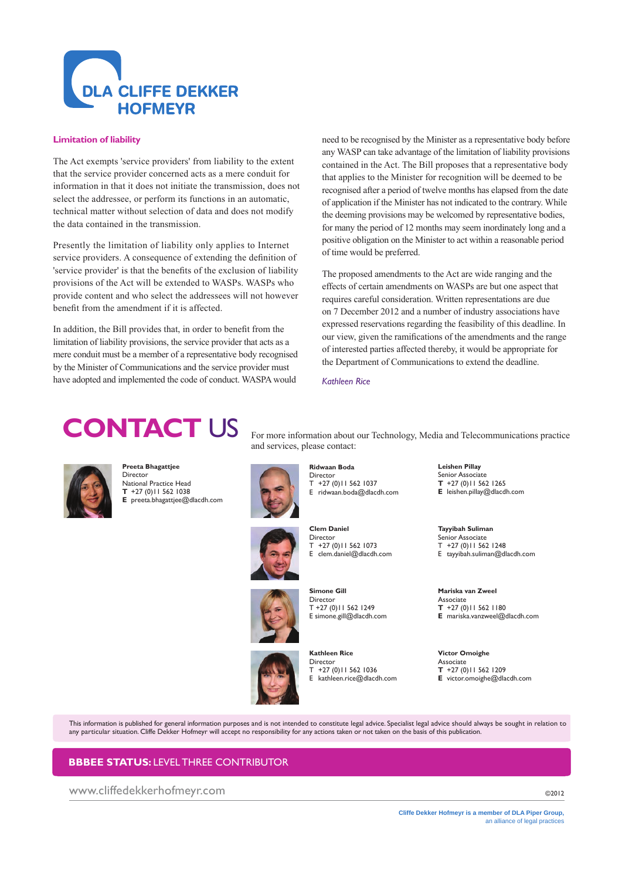DLA CLIFFE DEKKER HOFMEYR

## Limitation of liability

The Act exempts 'service providers' from liability to the extent that the service provider concerned acts as a mere conduit for information in that it does not initiate the transmission, does not select the addressee, or perform its functions in an automatic, technical matter without selection of data and does not modify the data contained in the transmission.

Presently the limitation of liability only applies to Internet service providers. A consequence of extending the definition of 'service provider' is that the benefits of the exclusion of liability provisions of the Act will be extended to WASPs. WASPs who provide content and who select the addressees will not however benefit from the amendment if it is affected.

In addition, the Bill provides that, in order to benefit from the limitation of liability provisions, the service provider that acts as a mere conduit must be a member of a representative body recognised by the Minister of Communications and the service provider must have adopted and implemented the code of conduct. WASPA would need to be recognised by the Minister as a representative body before any WASP can take advantage of the limitation of liability provisions contained in the Act. The Bill proposes that a representative body that applies to the Minister for recognition will be deemed to be recognised after a period of twelve months has elapsed from the date of application if the Minister has not indicated to the contrary. While the deeming provisions may be welcomed by representative bodies, for many the period of 12 months may seem inordinately long and a positive obligation on the Minister to act within a reasonable period of time would be preferred.

The proposed amendments to the Act are wide ranging and the effects of certain amendments on WASPs are but one aspect that requires careful consideration. Written representations are due on 7 December 2012 and a number of industry associations have expressed reservations regarding the feasibility of this deadline. In our view, given the ramifications of the amendments and the range of interested parties affected thereby, it would be appropriate for the Department of Communications to extend the deadline.

*Kathleen Rice*

# CONTACT US

For more information about our Technology, Media and Telecommunications practice and services, please contact:

**Preeta Bhagattjee**
Director
National Practice Head
**T** +27 (0)11 562 1038
**E** preeta.bhagattjee@dlacdh.com

**Ridwaan Boda**
Director
T +27 (0)11 562 1037
E ridwaan.boda@dlacdh.com

**Clem Daniel**
Director
T +27 (0)11 562 1073
E clem.daniel@dlacdh.com

**Simone Gill**
Director
T +27 (0)11 562 1249
E simone.gill@dlacdh.com

**Kathleen Rice**
Director
T +27 (0)11 562 1036
E kathleen.rice@dlacdh.com

**Leishen Pillay**
Senior Associate
**T** +27 (0)11 562 1265
**E** leishen.pillay@dlacdh.com

**Tayyibah Suliman**
Senior Associate
T +27 (0)11 562 1248
E tayyibah.suliman@dlacdh.com

**Mariska van Zweel**
Associate
**T** +27 (0)11 562 1180
**E** mariska.vanzweel@dlacdh.com

**Victor Omoighe**
Associate
**T** +27 (0)11 562 1209
**E** victor.omoighe@dlacdh.com

This information is published for general information purposes and is not intended to constitute legal advice. Specialist legal advice should always be sought in relation to any particular situation. Cliffe Dekker Hofmeyr will accept no responsibility for any actions taken or not taken on the basis of this publication.

**BBBEE STATUS:** LEVEL THREE CONTRIBUTOR

www.cliffedekkerhofmeyr.com

©2012

**Cliffe Dekker Hofmeyr is a member of DLA Piper Group,**
an alliance of legal practices